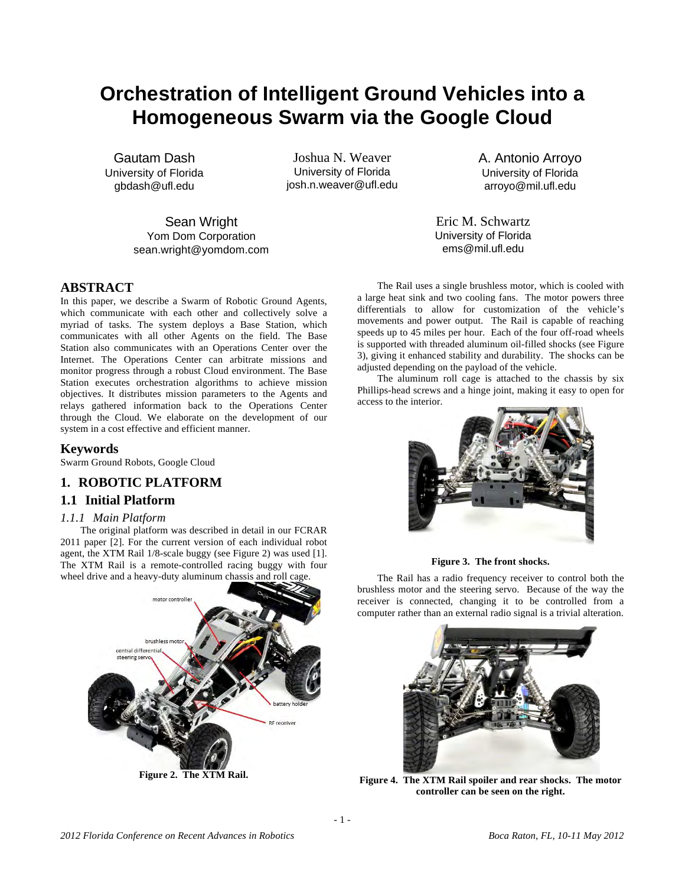# Orchestration of Intelligent Ground Vehicles into a Homogeneous Swarm via the Google Cloud

Gautam Dash
University of Florida
gbdash@ufl.edu

Joshua N. Weaver
University of Florida
josh.n.weaver@ufl.edu

A. Antonio Arroyo
University of Florida
arroyo@mil.ufl.edu

Sean Wright
Yom Dom Corporation
sean.wright@yomdom.com

Eric M. Schwartz
University of Florida
ems@mil.ufl.edu

## ABSTRACT

In this paper, we describe a Swarm of Robotic Ground Agents, which communicate with each other and collectively solve a myriad of tasks. The system deploys a Base Station, which communicates with all other Agents on the field. The Base Station also communicates with an Operations Center over the Internet. The Operations Center can arbitrate missions and monitor progress through a robust Cloud environment. The Base Station executes orchestration algorithms to achieve mission objectives. It distributes mission parameters to the Agents and relays gathered information back to the Operations Center through the Cloud. We elaborate on the development of our system in a cost effective and efficient manner.

## Keywords

Swarm Ground Robots, Google Cloud

## 1. ROBOTIC PLATFORM

## 1.1 Initial Platform

### *1.1.1 Main Platform*

The original platform was described in detail in our FCRAR 2011 paper [2]. For the current version of each individual robot agent, the XTM Rail 1/8-scale buggy (see Figure 2) was used [1]. The XTM Rail is a remote-controlled racing buggy with four wheel drive and a heavy-duty aluminum chassis and roll cage.

**Figure 2. The XTM Rail.**

The Rail uses a single brushless motor, which is cooled with a large heat sink and two cooling fans. The motor powers three differentials to allow for customization of the vehicle's movements and power output. The Rail is capable of reaching speeds up to 45 miles per hour. Each of the four off-road wheels is supported with threaded aluminum oil-filled shocks (see Figure 3), giving it enhanced stability and durability. The shocks can be adjusted depending on the payload of the vehicle.

The aluminum roll cage is attached to the chassis by six Phillips-head screws and a hinge joint, making it easy to open for access to the interior.

**Figure 3. The front shocks.**

The Rail has a radio frequency receiver to control both the brushless motor and the steering servo. Because of the way the receiver is connected, changing it to be controlled from a computer rather than an external radio signal is a trivial alteration.

**Figure 4. The XTM Rail spoiler and rear shocks. The motor controller can be seen on the right.**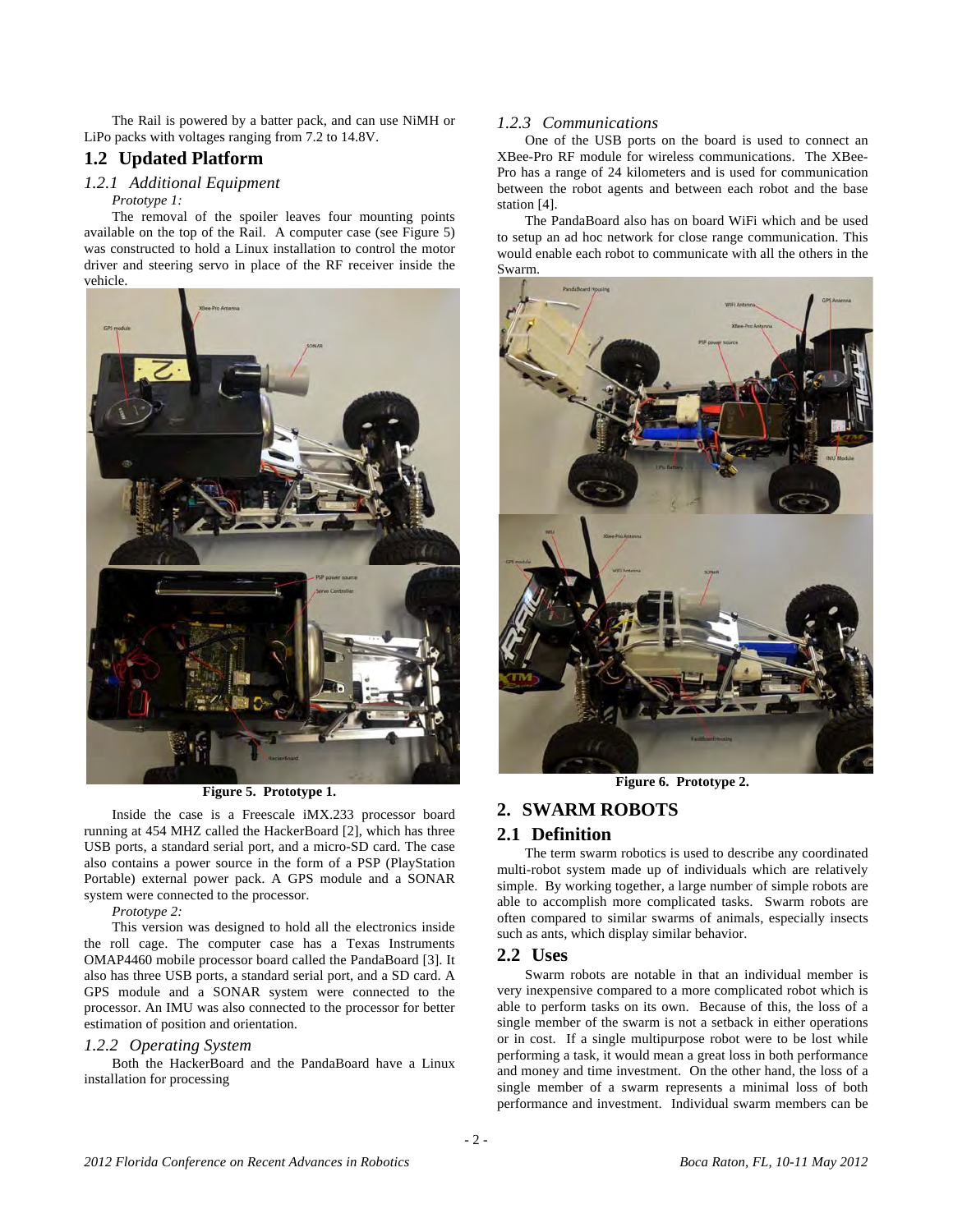The Rail is powered by a batter pack, and can use NiMH or LiPo packs with voltages ranging from 7.2 to 14.8V.

## 1.2 Updated Platform

### *1.2.1 Additional Equipment*

*Prototype 1:*

The removal of the spoiler leaves four mounting points available on the top of the Rail. A computer case (see Figure 5) was constructed to hold a Linux installation to control the motor driver and steering servo in place of the RF receiver inside the vehicle.

**Figure 5. Prototype 1.**

Inside the case is a Freescale iMX.233 processor board running at 454 MHZ called the HackerBoard [2], which has three USB ports, a standard serial port, and a micro-SD card. The case also contains a power source in the form of a PSP (PlayStation Portable) external power pack. A GPS module and a SONAR system were connected to the processor.

*Prototype 2:*

This version was designed to hold all the electronics inside the roll cage. The computer case has a Texas Instruments OMAP4460 mobile processor board called the PandaBoard [3]. It also has three USB ports, a standard serial port, and a SD card. A GPS module and a SONAR system were connected to the processor. An IMU was also connected to the processor for better estimation of position and orientation.

### *1.2.2 Operating System*

Both the HackerBoard and the PandaBoard have a Linux installation for processing

### *1.2.3 Communications*

One of the USB ports on the board is used to connect an XBee-Pro RF module for wireless communications. The XBee-Pro has a range of 24 kilometers and is used for communication between the robot agents and between each robot and the base station [4].

The PandaBoard also has on board WiFi which and be used to setup an ad hoc network for close range communication. This would enable each robot to communicate with all the others in the Swarm.

**Figure 6. Prototype 2.**

# 2. SWARM ROBOTS

## 2.1 Definition

The term swarm robotics is used to describe any coordinated multi-robot system made up of individuals which are relatively simple. By working together, a large number of simple robots are able to accomplish more complicated tasks. Swarm robots are often compared to similar swarms of animals, especially insects such as ants, which display similar behavior.

## 2.2 Uses

Swarm robots are notable in that an individual member is very inexpensive compared to a more complicated robot which is able to perform tasks on its own. Because of this, the loss of a single member of the swarm is not a setback in either operations or in cost. If a single multipurpose robot were to be lost while performing a task, it would mean a great loss in both performance and money and time investment. On the other hand, the loss of a single member of a swarm represents a minimal loss of both performance and investment. Individual swarm members can be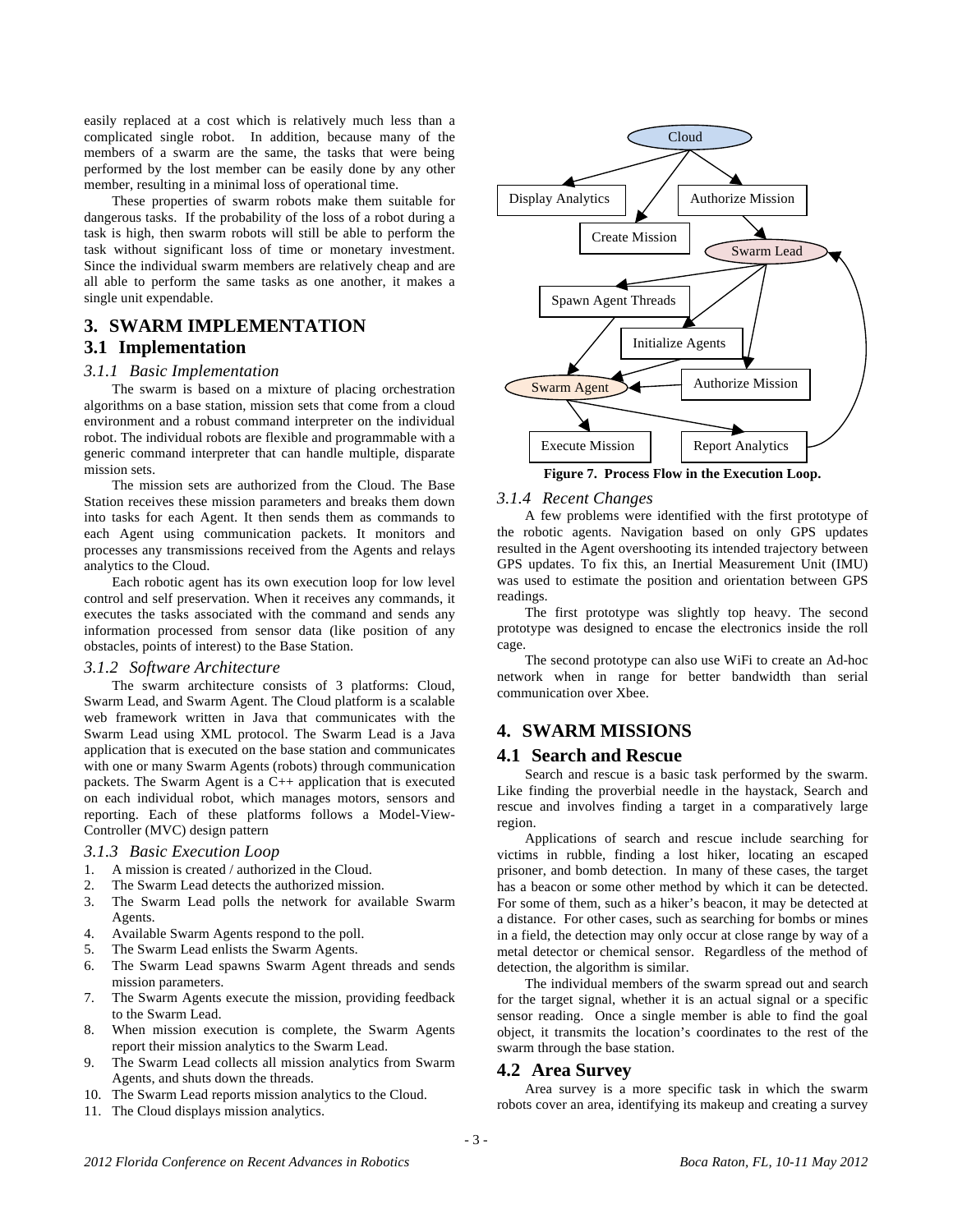easily replaced at a cost which is relatively much less than a complicated single robot. In addition, because many of the members of a swarm are the same, the tasks that were being performed by the lost member can be easily done by any other member, resulting in a minimal loss of operational time.

These properties of swarm robots make them suitable for dangerous tasks. If the probability of the loss of a robot during a task is high, then swarm robots will still be able to perform the task without significant loss of time or monetary investment. Since the individual swarm members are relatively cheap and are all able to perform the same tasks as one another, it makes a single unit expendable.

# 3. SWARM IMPLEMENTATION

## 3.1 Implementation

### *3.1.1 Basic Implementation*

The swarm is based on a mixture of placing orchestration algorithms on a base station, mission sets that come from a cloud environment and a robust command interpreter on the individual robot. The individual robots are flexible and programmable with a generic command interpreter that can handle multiple, disparate mission sets.

The mission sets are authorized from the Cloud. The Base Station receives these mission parameters and breaks them down into tasks for each Agent. It then sends them as commands to each Agent using communication packets. It monitors and processes any transmissions received from the Agents and relays analytics to the Cloud.

Each robotic agent has its own execution loop for low level control and self preservation. When it receives any commands, it executes the tasks associated with the command and sends any information processed from sensor data (like position of any obstacles, points of interest) to the Base Station.

### *3.1.2 Software Architecture*

The swarm architecture consists of 3 platforms: Cloud, Swarm Lead, and Swarm Agent. The Cloud platform is a scalable web framework written in Java that communicates with the Swarm Lead using XML protocol. The Swarm Lead is a Java application that is executed on the base station and communicates with one or many Swarm Agents (robots) through communication packets. The Swarm Agent is a C++ application that is executed on each individual robot, which manages motors, sensors and reporting. Each of these platforms follows a Model-View-Controller (MVC) design pattern

### *3.1.3 Basic Execution Loop*

1. A mission is created / authorized in the Cloud.
2. The Swarm Lead detects the authorized mission.
3. The Swarm Lead polls the network for available Swarm Agents.
4. Available Swarm Agents respond to the poll.
5. The Swarm Lead enlists the Swarm Agents.
6. The Swarm Lead spawns Swarm Agent threads and sends mission parameters.
7. The Swarm Agents execute the mission, providing feedback to the Swarm Lead.
8. When mission execution is complete, the Swarm Agents report their mission analytics to the Swarm Lead.
9. The Swarm Lead collects all mission analytics from Swarm Agents, and shuts down the threads.
10. The Swarm Lead reports mission analytics to the Cloud.
11. The Cloud displays mission analytics.

**Figure 7. Process Flow in the Execution Loop.**

### *3.1.4 Recent Changes*

A few problems were identified with the first prototype of the robotic agents. Navigation based on only GPS updates resulted in the Agent overshooting its intended trajectory between GPS updates. To fix this, an Inertial Measurement Unit (IMU) was used to estimate the position and orientation between GPS readings.

The first prototype was slightly top heavy. The second prototype was designed to encase the electronics inside the roll cage.

The second prototype can also use WiFi to create an Ad-hoc network when in range for better bandwidth than serial communication over Xbee.

# 4. SWARM MISSIONS

## 4.1 Search and Rescue

Search and rescue is a basic task performed by the swarm. Like finding the proverbial needle in the haystack, Search and rescue and involves finding a target in a comparatively large region.

Applications of search and rescue include searching for victims in rubble, finding a lost hiker, locating an escaped prisoner, and bomb detection. In many of these cases, the target has a beacon or some other method by which it can be detected. For some of them, such as a hiker's beacon, it may be detected at a distance. For other cases, such as searching for bombs or mines in a field, the detection may only occur at close range by way of a metal detector or chemical sensor. Regardless of the method of detection, the algorithm is similar.

The individual members of the swarm spread out and search for the target signal, whether it is an actual signal or a specific sensor reading. Once a single member is able to find the goal object, it transmits the location's coordinates to the rest of the swarm through the base station.

## 4.2 Area Survey

Area survey is a more specific task in which the swarm robots cover an area, identifying its makeup and creating a survey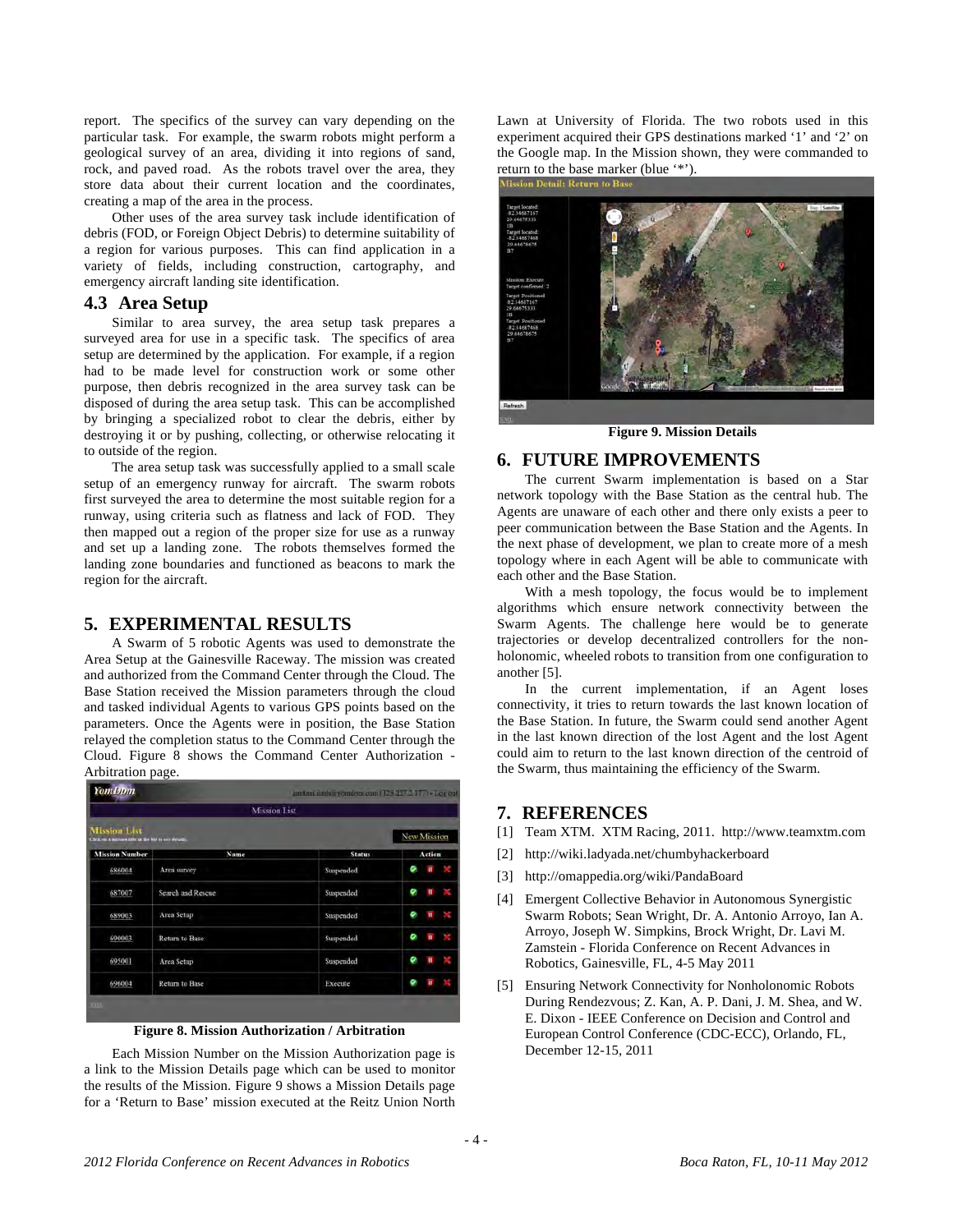report. The specifics of the survey can vary depending on the particular task. For example, the swarm robots might perform a geological survey of an area, dividing it into regions of sand, rock, and paved road. As the robots travel over the area, they store data about their current location and the coordinates, creating a map of the area in the process.

Other uses of the area survey task include identification of debris (FOD, or Foreign Object Debris) to determine suitability of a region for various purposes. This can find application in a variety of fields, including construction, cartography, and emergency aircraft landing site identification.

## 4.3 Area Setup

Similar to area survey, the area setup task prepares a surveyed area for use in a specific task. The specifics of area setup are determined by the application. For example, if a region had to be made level for construction work or some other purpose, then debris recognized in the area survey task can be disposed of during the area setup task. This can be accomplished by bringing a specialized robot to clear the debris, either by destroying it or by pushing, collecting, or otherwise relocating it to outside of the region.

The area setup task was successfully applied to a small scale setup of an emergency runway for aircraft. The swarm robots first surveyed the area to determine the most suitable region for a runway, using criteria such as flatness and lack of FOD. They then mapped out a region of the proper size for use as a runway and set up a landing zone. The robots themselves formed the landing zone boundaries and functioned as beacons to mark the region for the aircraft.

# 5. EXPERIMENTAL RESULTS

A Swarm of 5 robotic Agents was used to demonstrate the Area Setup at the Gainesville Raceway. The mission was created and authorized from the Command Center through the Cloud. The Base Station received the Mission parameters through the cloud and tasked individual Agents to various GPS points based on the parameters. Once the Agents were in position, the Base Station relayed the completion status to the Command Center through the Cloud. Figure 8 shows the Command Center Authorization - Arbitration page.

**Figure 8. Mission Authorization / Arbitration**

Each Mission Number on the Mission Authorization page is a link to the Mission Details page which can be used to monitor the results of the Mission. Figure 9 shows a Mission Details page for a 'Return to Base' mission executed at the Reitz Union North Lawn at University of Florida. The two robots used in this experiment acquired their GPS destinations marked '1' and '2' on the Google map. In the Mission shown, they were commanded to return to the base marker (blue '*').

**Figure 9. Mission Details**

# 6. FUTURE IMPROVEMENTS

The current Swarm implementation is based on a Star network topology with the Base Station as the central hub. The Agents are unaware of each other and there only exists a peer to peer communication between the Base Station and the Agents. In the next phase of development, we plan to create more of a mesh topology where in each Agent will be able to communicate with each other and the Base Station.

With a mesh topology, the focus would be to implement algorithms which ensure network connectivity between the Swarm Agents. The challenge here would be to generate trajectories or develop decentralized controllers for the non-holonomic, wheeled robots to transition from one configuration to another [5].

In the current implementation, if an Agent loses connectivity, it tries to return towards the last known location of the Base Station. In future, the Swarm could send another Agent in the last known direction of the lost Agent and the lost Agent could aim to return to the last known direction of the centroid of the Swarm, thus maintaining the efficiency of the Swarm.

# 7. REFERENCES

[1] Team XTM. XTM Racing, 2011. http://www.teamxtm.com

[2] http://wiki.ladyada.net/chumbyhackerboard

[3] http://omappedia.org/wiki/PandaBoard

[4] Emergent Collective Behavior in Autonomous Synergistic Swarm Robots; Sean Wright, Dr. A. Antonio Arroyo, Ian A. Arroyo, Joseph W. Simpkins, Brock Wright, Dr. Lavi M. Zamstein - Florida Conference on Recent Advances in Robotics, Gainesville, FL, 4-5 May 2011

[5] Ensuring Network Connectivity for Nonholonomic Robots During Rendezvous; Z. Kan, A. P. Dani, J. M. Shea, and W. E. Dixon - IEEE Conference on Decision and Control and European Control Conference (CDC-ECC), Orlando, FL, December 12-15, 2011